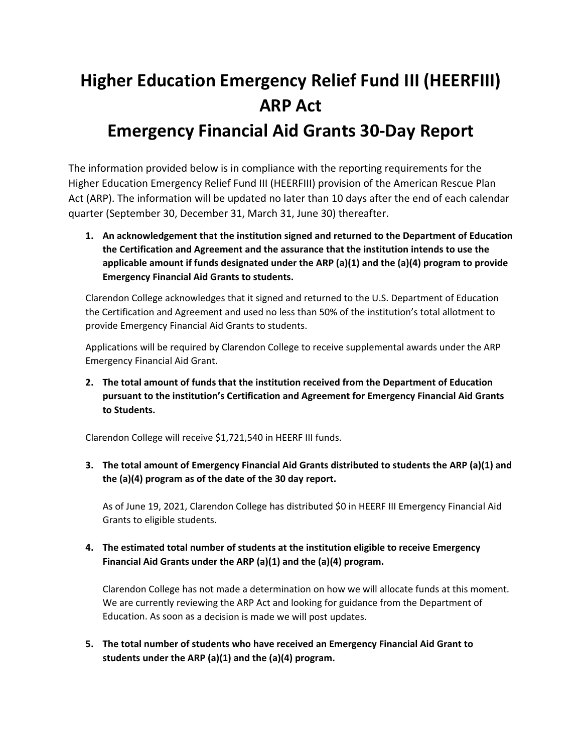# Higher Education Emergency Relief Fund III (HEERFIII) ARP Act

# Emergency Financial Aid Grants 30-Day Report

The information provided below is in compliance with the reporting requirements for the Higher Education Emergency Relief Fund III (HEERFIII) provision of the American Rescue Plan Act (ARP). The information will be updated no later than 10 days after the end of each calendar quarter (September 30, December 31, March 31, June 30) thereafter.

1. **An acknowledgement that the institution signed and returned to the Department of Education the Certification and Agreement and the assurance that the institution intends to use the applicable amount if funds designated under the ARP (a)(1) and the (a)(4) program to provide Emergency Financial Aid Grants to students.**

   Clarendon College acknowledges that it signed and returned to the U.S. Department of Education the Certification and Agreement and used no less than 50% of the institution's total allotment to provide Emergency Financial Aid Grants to students.

   Applications will be required by Clarendon College to receive supplemental awards under the ARP Emergency Financial Aid Grant.

2. **The total amount of funds that the institution received from the Department of Education pursuant to the institution's Certification and Agreement for Emergency Financial Aid Grants to Students.**

   Clarendon College will receive $1,721,540 in HEERF III funds.

3. **The total amount of Emergency Financial Aid Grants distributed to students the ARP (a)(1) and the (a)(4) program as of the date of the 30 day report.**

   As of June 19, 2021, Clarendon College has distributed $0 in HEERF III Emergency Financial Aid Grants to eligible students.

4. **The estimated total number of students at the institution eligible to receive Emergency Financial Aid Grants under the ARP (a)(1) and the (a)(4) program.**

   Clarendon College has not made a determination on how we will allocate funds at this moment. We are currently reviewing the ARP Act and looking for guidance from the Department of Education. As soon as a decision is made we will post updates.

5. **The total number of students who have received an Emergency Financial Aid Grant to students under the ARP (a)(1) and the (a)(4) program.**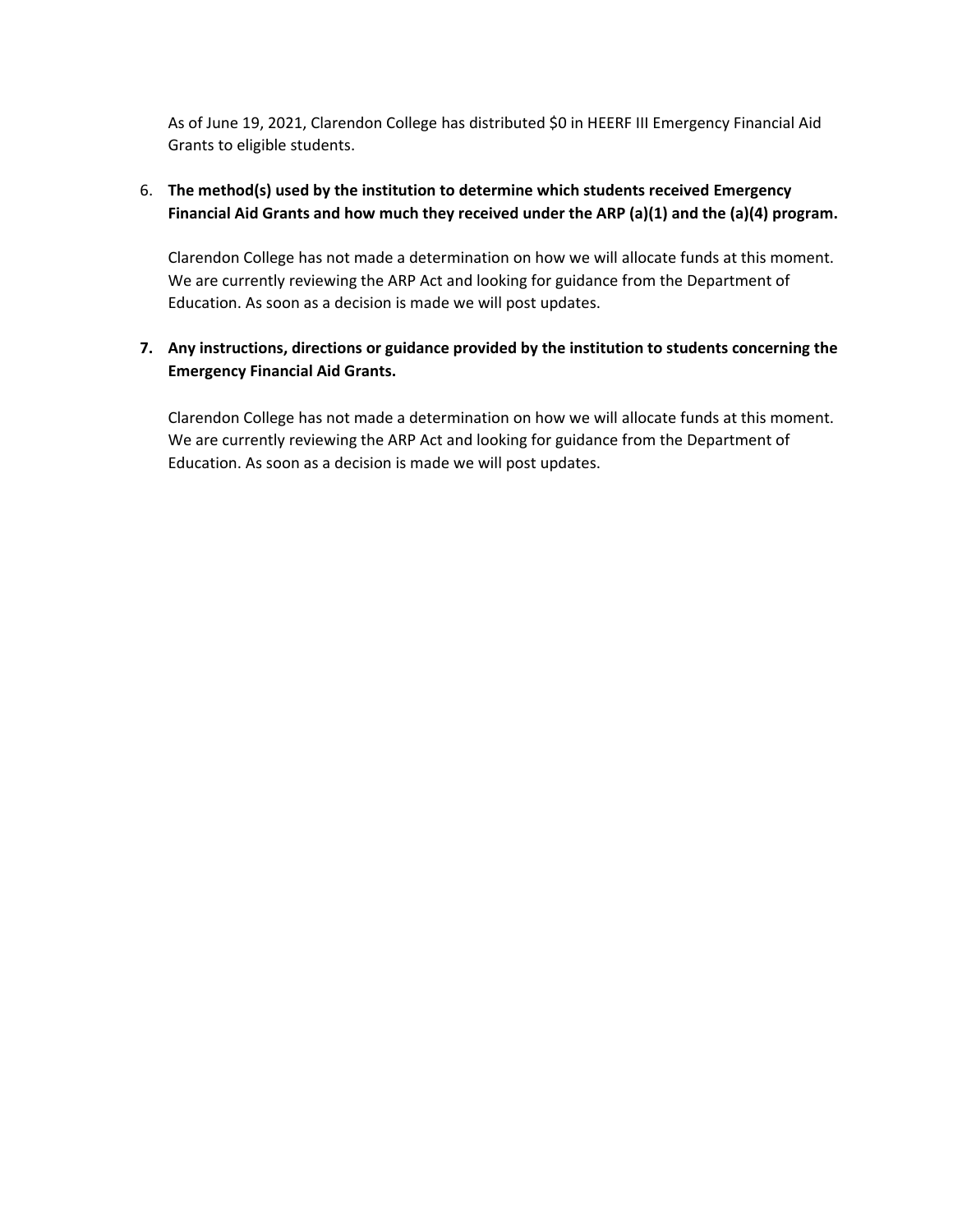As of June 19, 2021, Clarendon College has distributed $0 in HEERF III Emergency Financial Aid Grants to eligible students.

6. **The method(s) used by the institution to determine which students received Emergency Financial Aid Grants and how much they received under the ARP (a)(1) and the (a)(4) program.**

   Clarendon College has not made a determination on how we will allocate funds at this moment. We are currently reviewing the ARP Act and looking for guidance from the Department of Education. As soon as a decision is made we will post updates.

7. **Any instructions, directions or guidance provided by the institution to students concerning the Emergency Financial Aid Grants.**

   Clarendon College has not made a determination on how we will allocate funds at this moment. We are currently reviewing the ARP Act and looking for guidance from the Department of Education. As soon as a decision is made we will post updates.